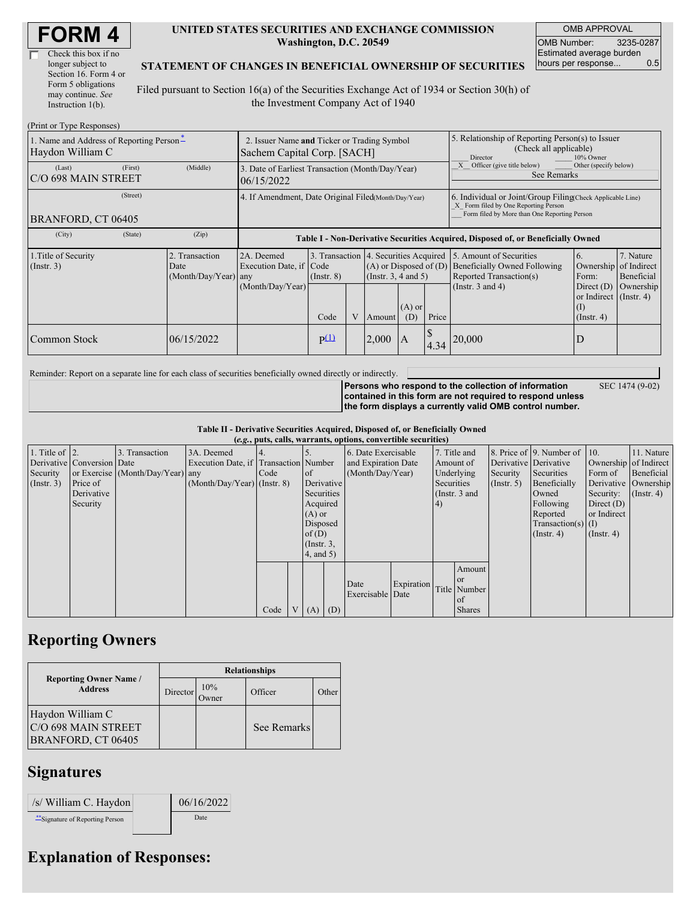# FORM 4

☐ Check this box if no longer subject to Section 16. Form 4 or Form 5 obligations may continue. *See* Instruction 1(b).

**UNITED STATES SECURITIES AND EXCHANGE COMMISSION**
**Washington, D.C. 20549**

**STATEMENT OF CHANGES IN BENEFICIAL OWNERSHIP OF SECURITIES**

Filed pursuant to Section 16(a) of the Securities Exchange Act of 1934 or Section 30(h) of the Investment Company Act of 1940

| OMB APPROVAL | |
|---|---|
| OMB Number: | 3235-0287 |
| Estimated average burden hours per response... | 0.5 |

(Print or Type Responses)

| 1. Name and Address of Reporting Person* | 2. Issuer Name and Ticker or Trading Symbol | 5. Relationship of Reporting Person(s) to Issuer (Check all applicable) |
|---|---|---|
| Haydon William C | Sachem Capital Corp. [SACH] | ___ Director ___ 10% Owner _X_ Officer (give title below) ___ Other (specify below) |
| (Last) (First) (Middle) C/O 698 MAIN STREET | 3. Date of Earliest Transaction (Month/Day/Year) 06/15/2022 | See Remarks |
| (Street) BRANFORD, CT 06405 | 4. If Amendment, Date Original Filed (Month/Day/Year) | 6. Individual or Joint/Group Filing (Check Applicable Line) _X_ Form filed by One Reporting Person ___ Form filed by More than One Reporting Person |
| (City) (State) (Zip) | | |

**Table I - Non-Derivative Securities Acquired, Disposed of, or Beneficially Owned**

| 1.Title of Security (Instr. 3) | 2. Transaction Date (Month/Day/Year) | 2A. Deemed Execution Date, if any (Month/Day/Year) | 3. Transaction Code (Instr. 8) | | 4. Securities Acquired (A) or Disposed of (D) (Instr. 3, 4 and 5) | | | 5. Amount of Securities Beneficially Owned Following Reported Transaction(s) (Instr. 3 and 4) | 6. Ownership Form: Direct (D) or Indirect (I) (Instr. 4) | 7. Nature of Indirect Beneficial Ownership (Instr. 4) |
|---|---|---|---|---|---|---|---|---|---|---|
| | | | Code | V | Amount | (A) or (D) | Price | | | |
| Common Stock | 06/15/2022 | | P[(1)] | | 2,000 | A | $ 4.34 | 20,000 | D | |

Reminder: Report on a separate line for each class of securities beneficially owned directly or indirectly.

**Persons who respond to the collection of information contained in this form are not required to respond unless the form displays a currently valid OMB control number.** SEC 1474 (9-02)

**Table II - Derivative Securities Acquired, Disposed of, or Beneficially Owned**
***(e.g., puts, calls, warrants, options, convertible securities)***

| 1. Title of Derivative Security (Instr. 3) | 2. Conversion or Exercise Price of Derivative Security | 3. Transaction Date (Month/Day/Year) | 3A. Deemed Execution Date, if any (Month/Day/Year) | 4. Transaction Code (Instr. 8) | | 5. Number of Derivative Securities Acquired (A) or Disposed of (D) (Instr. 3, 4, and 5) | | 6. Date Exercisable and Expiration Date (Month/Day/Year) | | 7. Title and Amount of Underlying Securities (Instr. 3 and 4) | | 8. Price of Derivative Security (Instr. 5) | 9. Number of Derivative Securities Beneficially Owned Following Reported Transaction(s) (Instr. 4) | 10. Ownership Form of Derivative Security: Direct (D) or Indirect (I) (Instr. 4) | 11. Nature of Indirect Beneficial Ownership (Instr. 4) |
|---|---|---|---|---|---|---|---|---|---|---|---|---|---|---|---|
| | | | | Code | V | (A) | (D) | Date Exercisable | Expiration Date | Title | Amount or Number of Shares | | | | |

## Reporting Owners

| Reporting Owner Name / Address | Relationships | | | |
|---|---|---|---|---|
| | Director | 10% Owner | Officer | Other |
| Haydon William C C/O 698 MAIN STREET BRANFORD, CT 06405 | | | See Remarks | |

## Signatures

| /s/ William C. Haydon | 06/16/2022 |
|---|---|
| **Signature of Reporting Person | Date |

## Explanation of Responses: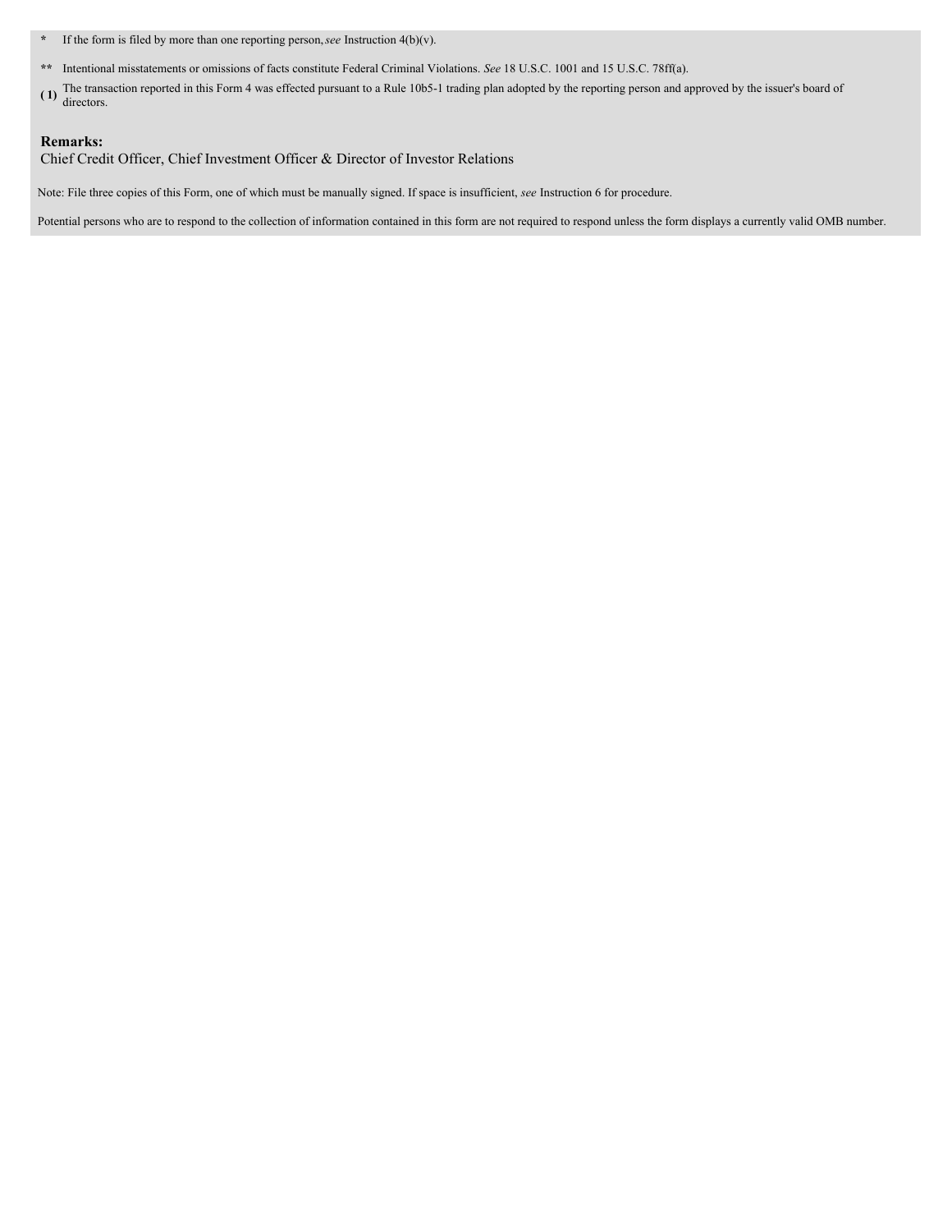\* If the form is filed by more than one reporting person, *see* Instruction 4(b)(v).

\*\* Intentional misstatements or omissions of facts constitute Federal Criminal Violations. *See* 18 U.S.C. 1001 and 15 U.S.C. 78ff(a).

**( 1)** The transaction reported in this Form 4 was effected pursuant to a Rule 10b5-1 trading plan adopted by the reporting person and approved by the issuer's board of directors.

**Remarks:**
Chief Credit Officer, Chief Investment Officer & Director of Investor Relations

Note: File three copies of this Form, one of which must be manually signed. If space is insufficient, *see* Instruction 6 for procedure.

Potential persons who are to respond to the collection of information contained in this form are not required to respond unless the form displays a currently valid OMB number.